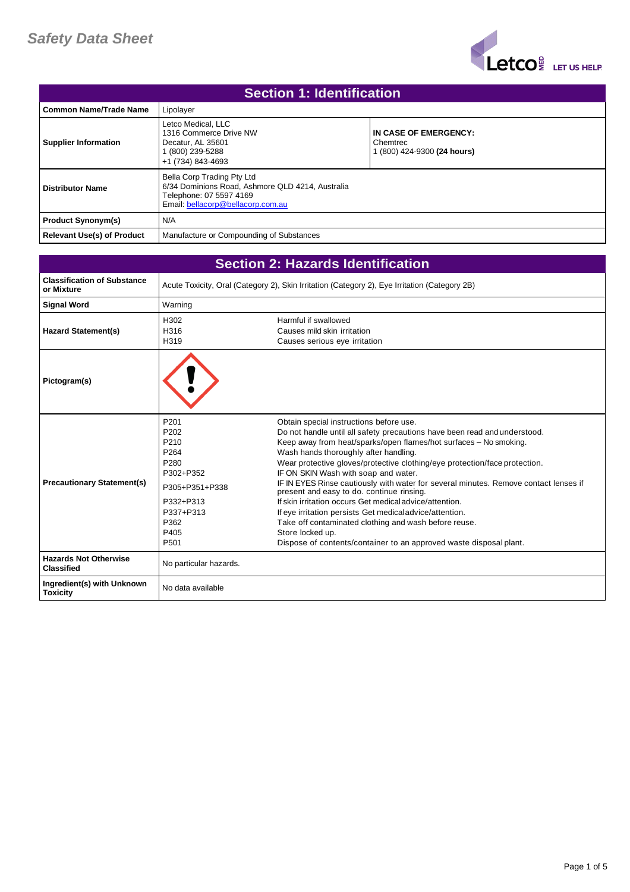# Safety Data Sheet

## Section 1: Identification

| | | |
|---|---|---|
| **Common Name/Trade Name** | Lipolayer | |
| **Supplier Information** | Letco Medical, LLC<br>1316 Commerce Drive NW<br>Decatur, AL 35601<br>1 (800) 239-5288<br>+1 (734) 843-4693 | **IN CASE OF EMERGENCY:**<br>Chemtrec<br>1 (800) 424-9300 **(24 hours)** |
| **Distributor Name** | Bella Corp Trading Pty Ltd<br>6/34 Dominions Road, Ashmore QLD 4214, Australia<br>Telephone: 07 5597 4169<br>Email: bellacorp@bellacorp.com.au | |
| **Product Synonym(s)** | N/A | |
| **Relevant Use(s) of Product** | Manufacture or Compounding of Substances | |

## Section 2: Hazards Identification

| | | |
|---|---|---|
| **Classification of Substance or Mixture** | Acute Toxicity, Oral (Category 2), Skin Irritation (Category 2), Eye Irritation (Category 2B) | |
| **Signal Word** | Warning | |
| **Hazard Statement(s)** | H302<br>H316<br>H319 | Harmful if swallowed<br>Causes mild skin irritation<br>Causes serious eye irritation |
| **Pictogram(s)** | | |
| **Precautionary Statement(s)** | P201<br>P202<br>P210<br>P264<br>P280<br>P302+P352<br>P305+P351+P338<br>P332+P313<br>P337+P313<br>P362<br>P405<br>P501 | Obtain special instructions before use.<br>Do not handle until all safety precautions have been read and understood.<br>Keep away from heat/sparks/open flames/hot surfaces – No smoking.<br>Wash hands thoroughly after handling.<br>Wear protective gloves/protective clothing/eye protection/face protection.<br>IF ON SKIN Wash with soap and water.<br>IF IN EYES Rinse cautiously with water for several minutes. Remove contact lenses if present and easy to do. continue rinsing.<br>If skin irritation occurs Get medical advice/attention.<br>If eye irritation persists Get medical advice/attention.<br>Take off contaminated clothing and wash before reuse.<br>Store locked up.<br>Dispose of contents/container to an approved waste disposal plant. |
| **Hazards Not Otherwise Classified** | No particular hazards. | |
| **Ingredient(s) with Unknown Toxicity** | No data available | |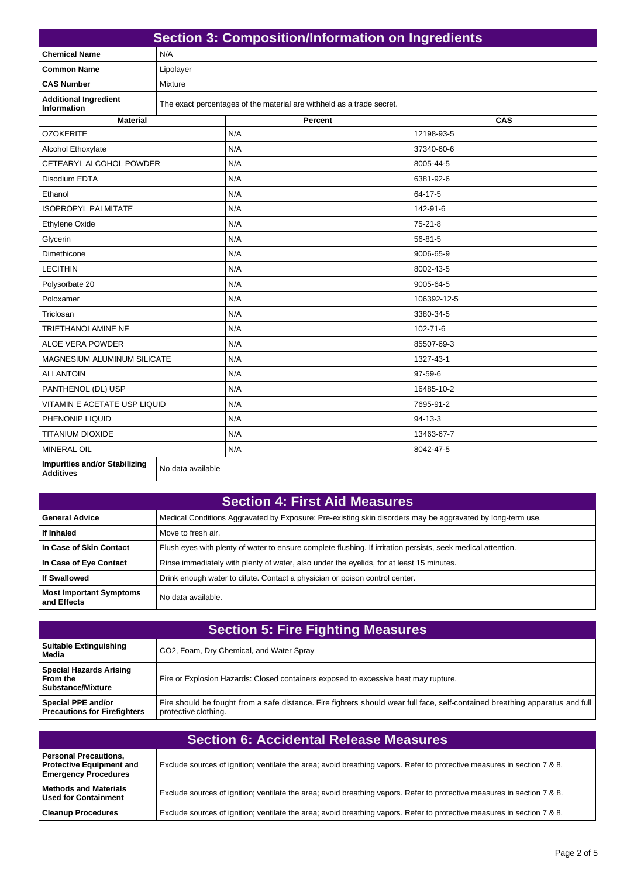## Section 3: Composition/Information on Ingredients

| | |
|---|---|
| **Chemical Name** | N/A |
| **Common Name** | Lipolayer |
| **CAS Number** | Mixture |
| **Additional Ingredient Information** | The exact percentages of the material are withheld as a trade secret. |

| Material | Percent | CAS |
|---|---|---|
| OZOKERITE | N/A | 12198-93-5 |
| Alcohol Ethoxylate | N/A | 37340-60-6 |
| CETEARYL ALCOHOL POWDER | N/A | 8005-44-5 |
| Disodium EDTA | N/A | 6381-92-6 |
| Ethanol | N/A | 64-17-5 |
| ISOPROPYL PALMITATE | N/A | 142-91-6 |
| Ethylene Oxide | N/A | 75-21-8 |
| Glycerin | N/A | 56-81-5 |
| Dimethicone | N/A | 9006-65-9 |
| LECITHIN | N/A | 8002-43-5 |
| Polysorbate 20 | N/A | 9005-64-5 |
| Poloxamer | N/A | 106392-12-5 |
| Triclosan | N/A | 3380-34-5 |
| TRIETHANOLAMINE NF | N/A | 102-71-6 |
| ALOE VERA POWDER | N/A | 85507-69-3 |
| MAGNESIUM ALUMINUM SILICATE | N/A | 1327-43-1 |
| ALLANTOIN | N/A | 97-59-6 |
| PANTHENOL (DL) USP | N/A | 16485-10-2 |
| VITAMIN E ACETATE USP LIQUID | N/A | 7695-91-2 |
| PHENONIP LIQUID | N/A | 94-13-3 |
| TITANIUM DIOXIDE | N/A | 13463-67-7 |
| MINERAL OIL | N/A | 8042-47-5 |

| | |
|---|---|
| **Impurities and/or Stabilizing Additives** | No data available |

## Section 4: First Aid Measures

| | |
|---|---|
| **General Advice** | Medical Conditions Aggravated by Exposure: Pre-existing skin disorders may be aggravated by long-term use. |
| **If Inhaled** | Move to fresh air. |
| **In Case of Skin Contact** | Flush eyes with plenty of water to ensure complete flushing. If irritation persists, seek medical attention. |
| **In Case of Eye Contact** | Rinse immediately with plenty of water, also under the eyelids, for at least 15 minutes. |
| **If Swallowed** | Drink enough water to dilute. Contact a physician or poison control center. |
| **Most Important Symptoms and Effects** | No data available. |

## Section 5: Fire Fighting Measures

| | |
|---|---|
| **Suitable Extinguishing Media** | CO2, Foam, Dry Chemical, and Water Spray |
| **Special Hazards Arising From the Substance/Mixture** | Fire or Explosion Hazards: Closed containers exposed to excessive heat may rupture. |
| **Special PPE and/or Precautions for Firefighters** | Fire should be fought from a safe distance. Fire fighters should wear full face, self-contained breathing apparatus and full protective clothing. |

## Section 6: Accidental Release Measures

| | |
|---|---|
| **Personal Precautions, Protective Equipment and Emergency Procedures** | Exclude sources of ignition; ventilate the area; avoid breathing vapors. Refer to protective measures in section 7 & 8. |
| **Methods and Materials Used for Containment** | Exclude sources of ignition; ventilate the area; avoid breathing vapors. Refer to protective measures in section 7 & 8. |
| **Cleanup Procedures** | Exclude sources of ignition; ventilate the area; avoid breathing vapors. Refer to protective measures in section 7 & 8. |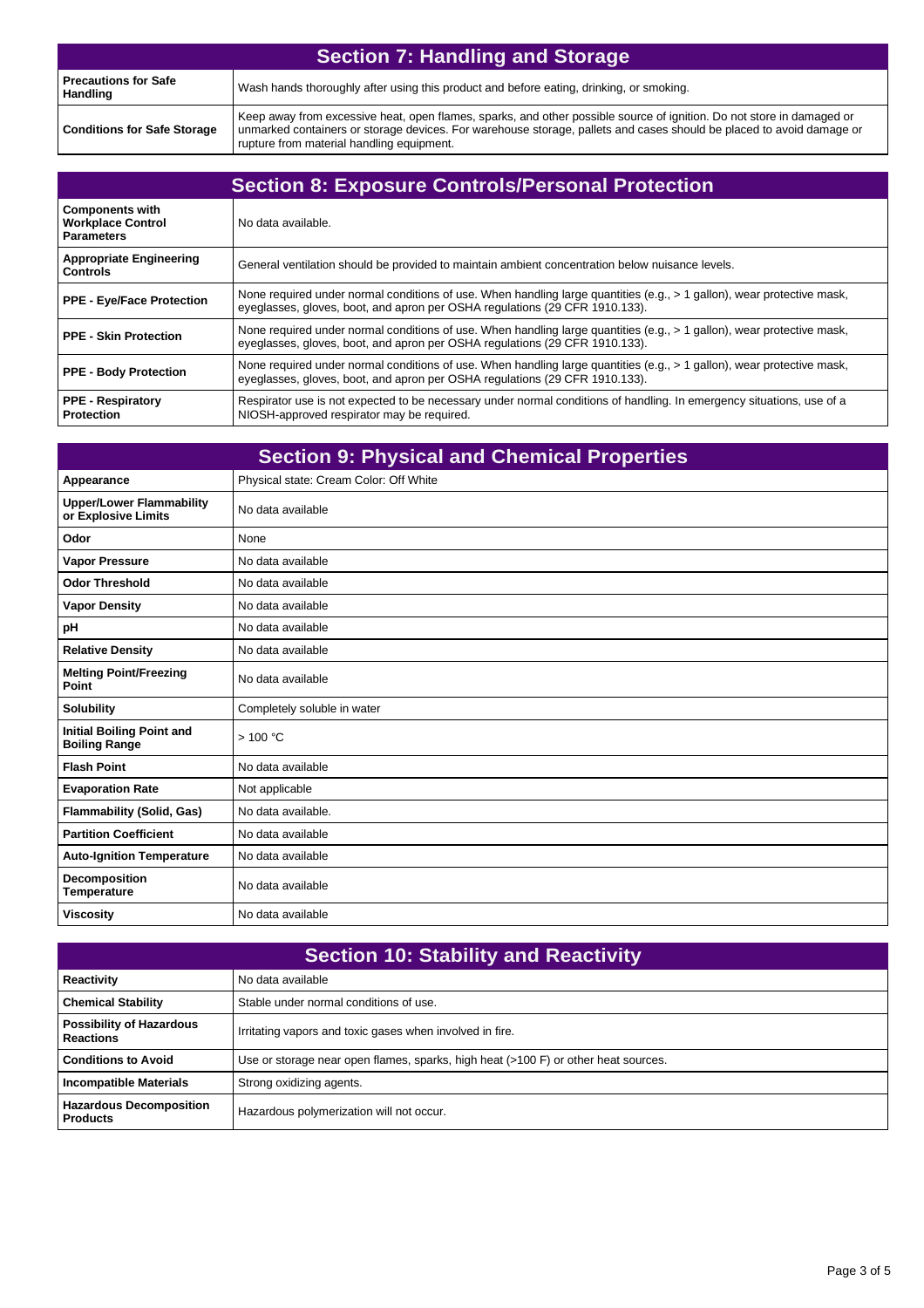## Section 7: Handling and Storage

| | |
|---|---|
| **Precautions for Safe Handling** | Wash hands thoroughly after using this product and before eating, drinking, or smoking. |
| **Conditions for Safe Storage** | Keep away from excessive heat, open flames, sparks, and other possible source of ignition. Do not store in damaged or unmarked containers or storage devices. For warehouse storage, pallets and cases should be placed to avoid damage or rupture from material handling equipment. |

## Section 8: Exposure Controls/Personal Protection

| | |
|---|---|
| **Components with Workplace Control Parameters** | No data available. |
| **Appropriate Engineering Controls** | General ventilation should be provided to maintain ambient concentration below nuisance levels. |
| **PPE - Eye/Face Protection** | None required under normal conditions of use. When handling large quantities (e.g., > 1 gallon), wear protective mask, eyeglasses, gloves, boot, and apron per OSHA regulations (29 CFR 1910.133). |
| **PPE - Skin Protection** | None required under normal conditions of use. When handling large quantities (e.g., > 1 gallon), wear protective mask, eyeglasses, gloves, boot, and apron per OSHA regulations (29 CFR 1910.133). |
| **PPE - Body Protection** | None required under normal conditions of use. When handling large quantities (e.g., > 1 gallon), wear protective mask, eyeglasses, gloves, boot, and apron per OSHA regulations (29 CFR 1910.133). |
| **PPE - Respiratory Protection** | Respirator use is not expected to be necessary under normal conditions of handling. In emergency situations, use of a NIOSH-approved respirator may be required. |

## Section 9: Physical and Chemical Properties

| | |
|---|---|
| **Appearance** | Physical state: Cream Color: Off White |
| **Upper/Lower Flammability or Explosive Limits** | No data available |
| **Odor** | None |
| **Vapor Pressure** | No data available |
| **Odor Threshold** | No data available |
| **Vapor Density** | No data available |
| **pH** | No data available |
| **Relative Density** | No data available |
| **Melting Point/Freezing Point** | No data available |
| **Solubility** | Completely soluble in water |
| **Initial Boiling Point and Boiling Range** | > 100 °C |
| **Flash Point** | No data available |
| **Evaporation Rate** | Not applicable |
| **Flammability (Solid, Gas)** | No data available. |
| **Partition Coefficient** | No data available |
| **Auto-Ignition Temperature** | No data available |
| **Decomposition Temperature** | No data available |
| **Viscosity** | No data available |

## Section 10: Stability and Reactivity

| | |
|---|---|
| **Reactivity** | No data available |
| **Chemical Stability** | Stable under normal conditions of use. |
| **Possibility of Hazardous Reactions** | Irritating vapors and toxic gases when involved in fire. |
| **Conditions to Avoid** | Use or storage near open flames, sparks, high heat (>100 F) or other heat sources. |
| **Incompatible Materials** | Strong oxidizing agents. |
| **Hazardous Decomposition Products** | Hazardous polymerization will not occur. |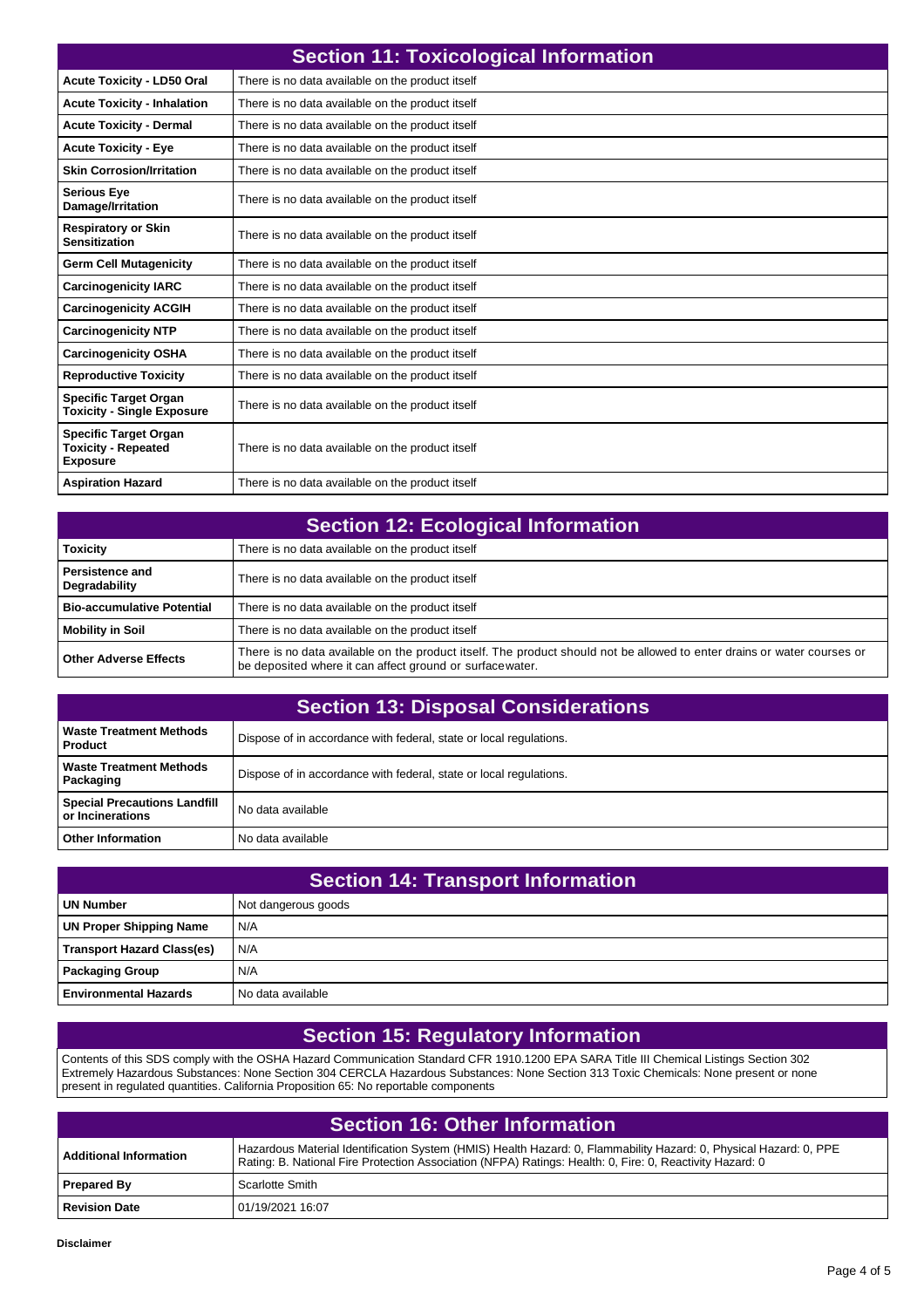## Section 11: Toxicological Information

| | |
|---|---|
| **Acute Toxicity - LD50 Oral** | There is no data available on the product itself |
| **Acute Toxicity - Inhalation** | There is no data available on the product itself |
| **Acute Toxicity - Dermal** | There is no data available on the product itself |
| **Acute Toxicity - Eye** | There is no data available on the product itself |
| **Skin Corrosion/Irritation** | There is no data available on the product itself |
| **Serious Eye Damage/Irritation** | There is no data available on the product itself |
| **Respiratory or Skin Sensitization** | There is no data available on the product itself |
| **Germ Cell Mutagenicity** | There is no data available on the product itself |
| **Carcinogenicity IARC** | There is no data available on the product itself |
| **Carcinogenicity ACGIH** | There is no data available on the product itself |
| **Carcinogenicity NTP** | There is no data available on the product itself |
| **Carcinogenicity OSHA** | There is no data available on the product itself |
| **Reproductive Toxicity** | There is no data available on the product itself |
| **Specific Target Organ Toxicity - Single Exposure** | There is no data available on the product itself |
| **Specific Target Organ Toxicity - Repeated Exposure** | There is no data available on the product itself |
| **Aspiration Hazard** | There is no data available on the product itself |

## Section 12: Ecological Information

| | |
|---|---|
| **Toxicity** | There is no data available on the product itself |
| **Persistence and Degradability** | There is no data available on the product itself |
| **Bio-accumulative Potential** | There is no data available on the product itself |
| **Mobility in Soil** | There is no data available on the product itself |
| **Other Adverse Effects** | There is no data available on the product itself. The product should not be allowed to enter drains or water courses or be deposited where it can affect ground or surfacewater. |

## Section 13: Disposal Considerations

| | |
|---|---|
| **Waste Treatment Methods Product** | Dispose of in accordance with federal, state or local regulations. |
| **Waste Treatment Methods Packaging** | Dispose of in accordance with federal, state or local regulations. |
| **Special Precautions Landfill or Incinerations** | No data available |
| **Other Information** | No data available |

## Section 14: Transport Information

| | |
|---|---|
| **UN Number** | Not dangerous goods |
| **UN Proper Shipping Name** | N/A |
| **Transport Hazard Class(es)** | N/A |
| **Packaging Group** | N/A |
| **Environmental Hazards** | No data available |

## Section 15: Regulatory Information

Contents of this SDS comply with the OSHA Hazard Communication Standard CFR 1910.1200 EPA SARA Title III Chemical Listings Section 302 Extremely Hazardous Substances: None Section 304 CERCLA Hazardous Substances: None Section 313 Toxic Chemicals: None present or none present in regulated quantities. California Proposition 65: No reportable components

## Section 16: Other Information

| | |
|---|---|
| **Additional Information** | Hazardous Material Identification System (HMIS) Health Hazard: 0, Flammability Hazard: 0, Physical Hazard: 0, PPE Rating: B. National Fire Protection Association (NFPA) Ratings: Health: 0, Fire: 0, Reactivity Hazard: 0 |
| **Prepared By** | Scarlotte Smith |
| **Revision Date** | 01/19/2021 16:07 |

**Disclaimer**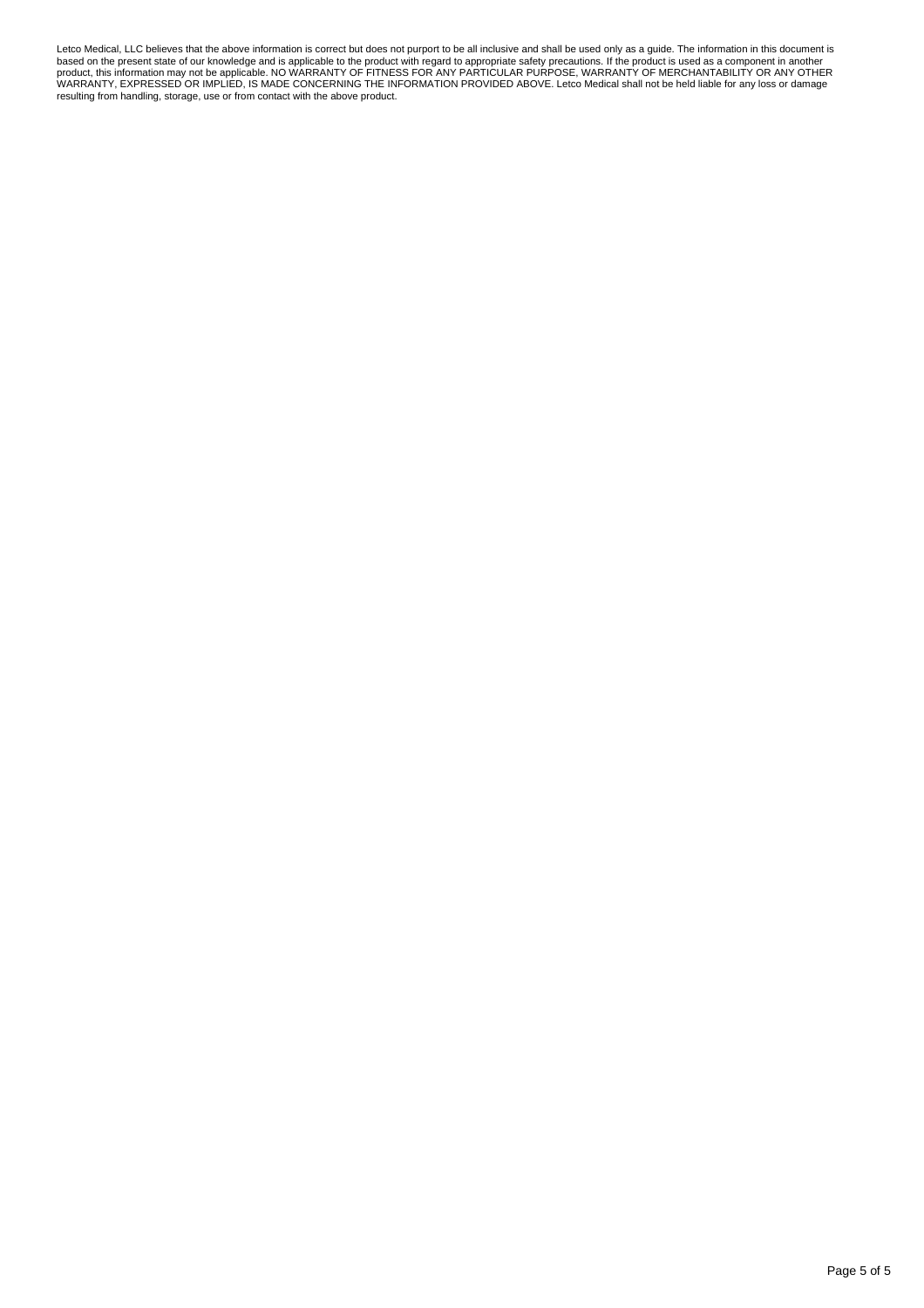Letco Medical, LLC believes that the above information is correct but does not purport to be all inclusive and shall be used only as a guide. The information in this document is based on the present state of our knowledge and is applicable to the product with regard to appropriate safety precautions. If the product is used as a component in another product, this information may not be applicable. NO WARRANTY OF FITNESS FOR ANY PARTICULAR PURPOSE, WARRANTY OF MERCHANTABILITY OR ANY OTHER WARRANTY, EXPRESSED OR IMPLIED, IS MADE CONCERNING THE INFORMATION PROVIDED ABOVE. Letco Medical shall not be held liable for any loss or damage resulting from handling, storage, use or from contact with the above product.